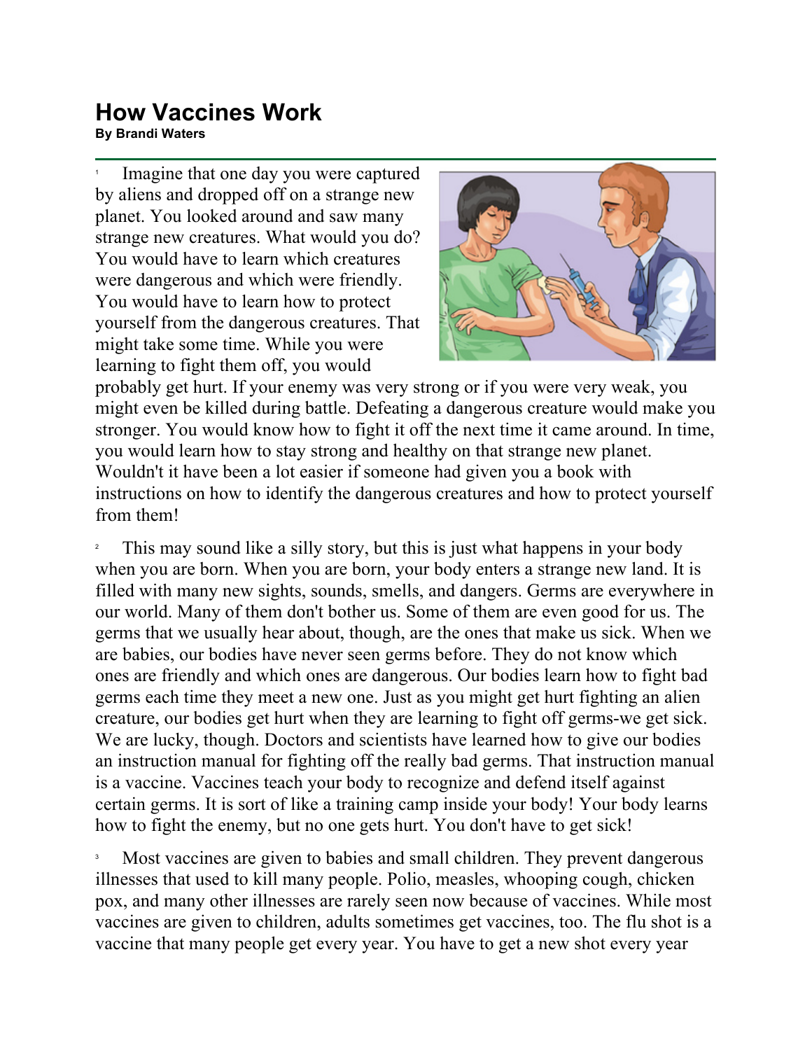# How Vaccines Work

**By Brandi Waters**

[1] Imagine that one day you were captured by aliens and dropped off on a strange new planet. You looked around and saw many strange new creatures. What would you do? You would have to learn which creatures were dangerous and which were friendly. You would have to learn how to protect yourself from the dangerous creatures. That might take some time. While you were learning to fight them off, you would probably get hurt. If your enemy was very strong or if you were very weak, you might even be killed during battle. Defeating a dangerous creature would make you stronger. You would know how to fight it off the next time it came around. In time, you would learn how to stay strong and healthy on that strange new planet. Wouldn't it have been a lot easier if someone had given you a book with instructions on how to identify the dangerous creatures and how to protect yourself from them!

[2] This may sound like a silly story, but this is just what happens in your body when you are born. When you are born, your body enters a strange new land. It is filled with many new sights, sounds, smells, and dangers. Germs are everywhere in our world. Many of them don't bother us. Some of them are even good for us. The germs that we usually hear about, though, are the ones that make us sick. When we are babies, our bodies have never seen germs before. They do not know which ones are friendly and which ones are dangerous. Our bodies learn how to fight bad germs each time they meet a new one. Just as you might get hurt fighting an alien creature, our bodies get hurt when they are learning to fight off germs-we get sick. We are lucky, though. Doctors and scientists have learned how to give our bodies an instruction manual for fighting off the really bad germs. That instruction manual is a vaccine. Vaccines teach your body to recognize and defend itself against certain germs. It is sort of like a training camp inside your body! Your body learns how to fight the enemy, but no one gets hurt. You don't have to get sick!

[3] Most vaccines are given to babies and small children. They prevent dangerous illnesses that used to kill many people. Polio, measles, whooping cough, chicken pox, and many other illnesses are rarely seen now because of vaccines. While most vaccines are given to children, adults sometimes get vaccines, too. The flu shot is a vaccine that many people get every year. You have to get a new shot every year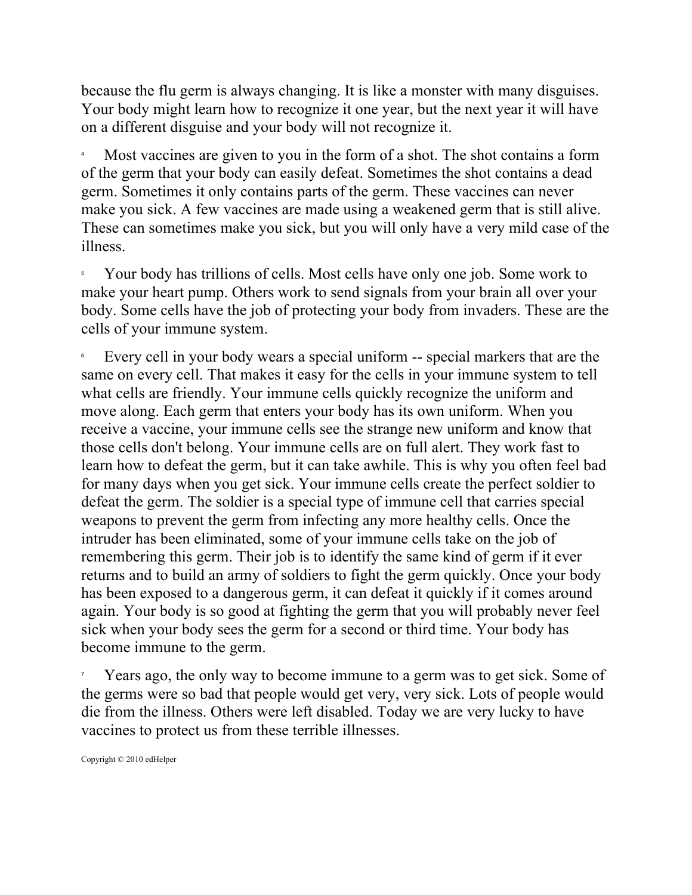because the flu germ is always changing. It is like a monster with many disguises. Your body might learn how to recognize it one year, but the next year it will have on a different disguise and your body will not recognize it.

4 Most vaccines are given to you in the form of a shot. The shot contains a form of the germ that your body can easily defeat. Sometimes the shot contains a dead germ. Sometimes it only contains parts of the germ. These vaccines can never make you sick. A few vaccines are made using a weakened germ that is still alive. These can sometimes make you sick, but you will only have a very mild case of the illness.

5 Your body has trillions of cells. Most cells have only one job. Some work to make your heart pump. Others work to send signals from your brain all over your body. Some cells have the job of protecting your body from invaders. These are the cells of your immune system.

6 Every cell in your body wears a special uniform -- special markers that are the same on every cell. That makes it easy for the cells in your immune system to tell what cells are friendly. Your immune cells quickly recognize the uniform and move along. Each germ that enters your body has its own uniform. When you receive a vaccine, your immune cells see the strange new uniform and know that those cells don't belong. Your immune cells are on full alert. They work fast to learn how to defeat the germ, but it can take awhile. This is why you often feel bad for many days when you get sick. Your immune cells create the perfect soldier to defeat the germ. The soldier is a special type of immune cell that carries special weapons to prevent the germ from infecting any more healthy cells. Once the intruder has been eliminated, some of your immune cells take on the job of remembering this germ. Their job is to identify the same kind of germ if it ever returns and to build an army of soldiers to fight the germ quickly. Once your body has been exposed to a dangerous germ, it can defeat it quickly if it comes around again. Your body is so good at fighting the germ that you will probably never feel sick when your body sees the germ for a second or third time. Your body has become immune to the germ.

7 Years ago, the only way to become immune to a germ was to get sick. Some of the germs were so bad that people would get very, very sick. Lots of people would die from the illness. Others were left disabled. Today we are very lucky to have vaccines to protect us from these terrible illnesses.

Copyright © 2010 edHelper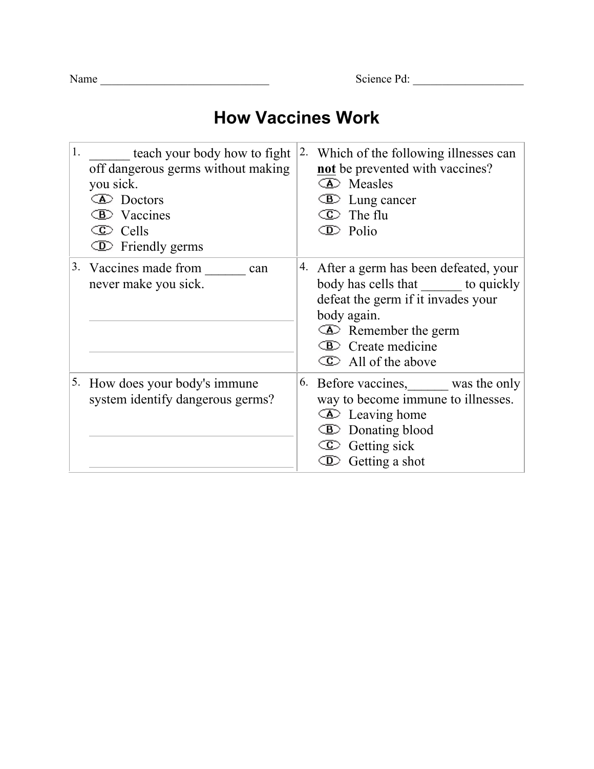Name ____________________________ Science Pd: __________________

# How Vaccines Work

1. ______ teach your body how to fight off dangerous germs without making you sick.
   - (A) Doctors
   - (B) Vaccines
   - (C) Cells
   - (D) Friendly germs

2. Which of the following illnesses can **not** be prevented with vaccines?
   - (A) Measles
   - (B) Lung cancer
   - (C) The flu
   - (D) Polio

3. Vaccines made from ______ can never make you sick.

   ________________________________

   ________________________________

4. After a germ has been defeated, your body has cells that ______ to quickly defeat the germ if it invades your body again.
   - (A) Remember the germ
   - (B) Create medicine
   - (C) All of the above

5. How does your body's immune system identify dangerous germs?

   ________________________________

   ________________________________

6. Before vaccines,______ was the only way to become immune to illnesses.
   - (A) Leaving home
   - (B) Donating blood
   - (C) Getting sick
   - (D) Getting a shot